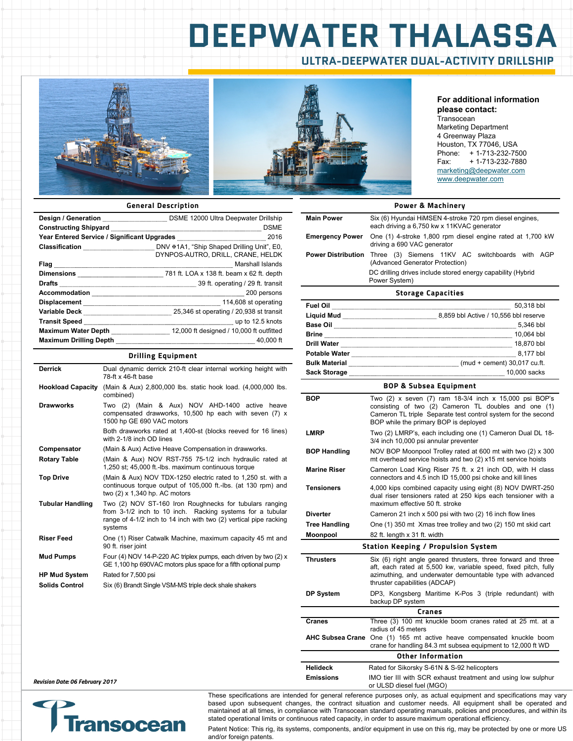# DEEPWATER THALASSA

## ULTRA-DEEPWATER DUAL-ACTIVITY DRILLSHIP

**For additional information please contact:**
Transocean
Marketing Department
4 Greenway Plaza
Houston, TX 77046, USA
Phone: + 1-713-232-7500
Fax: + 1-713-232-7880
marketing@deepwater.com
www.deepwater.com

### General Description

| | |
|---|---|
| **Design / Generation** | DSME 12000 Ultra Deepwater Drillship |
| **Constructing Shipyard** | DSME |
| **Year Entered Service / Significant Upgrades** | 2016 |
| **Classification** | DNV ✠1A1, "Ship Shaped Drilling Unit", E0, DYNPOS-AUTRO, DRILL, CRANE, HELDK |
| **Flag** | Marshall Islands |
| **Dimensions** | 781 ft. LOA x 138 ft. beam x 62 ft. depth |
| **Drafts** | 39 ft. operating / 29 ft. transit |
| **Accommodation** | 200 persons |
| **Displacement** | 114,608 st operating |
| **Variable Deck** | 25,346 st operating / 20,938 st transit |
| **Transit Speed** | up to 12.5 knots |
| **Maximum Water Depth** | 12,000 ft designed / 10,000 ft outfitted |
| **Maximum Drilling Depth** | 40,000 ft |

### Drilling Equipment

| | |
|---|---|
| **Derrick** | Dual dynamic derrick 210-ft clear internal working height with 78-ft x 46-ft base |
| **Hookload Capacity** | (Main & Aux) 2,800,000 lbs. static hook load. (4,000,000 lbs. combined) |
| **Drawworks** | Two (2) (Main & Aux) NOV AHD-1400 active heave compensated drawworks, 10,500 hp each with seven (7) x 1500 hp GE 690 VAC motors<br>Both drawworks rated at 1,400-st (blocks reeved for 16 lines) with 2-1/8 inch OD lines |
| **Compensator** | (Main & Aux) Active Heave Compensation in drawworks. |
| **Rotary Table** | (Main & Aux) NOV RST-755 75-1/2 inch hydraulic rated at 1,250 st; 45,000 ft.-lbs. maximum continuous torque |
| **Top Drive** | (Main & Aux) NOV TDX-1250 electric rated to 1,250 st. with a continuous torque output of 105,000 ft.-lbs. (at 130 rpm) and two (2) x 1,340 hp. AC motors |
| **Tubular Handling** | Two (2) NOV ST-160 Iron Roughnecks for tubulars ranging from 3-1/2 inch to 10 inch. Racking systems for a tubular range of 4-1/2 inch to 14 inch with two (2) vertical pipe racking systems |
| **Riser Feed** | One (1) Riser Catwalk Machine, maximum capacity 45 mt and 90 ft. riser joint |
| **Mud Pumps** | Four (4) NOV 14-P-220 AC triplex pumps, each driven by two (2) x GE 1,100 hp 690VAC motors plus space for a fifth optional pump |
| **HP Mud System** | Rated for 7,500 psi |
| **Solids Control** | Six (6) Brandt Single VSM-MS triple deck shale shakers |

### Power & Machinery

| | |
|---|---|
| **Main Power** | Six (6) Hyundai HiMSEN 4-stroke 720 rpm diesel engines, each driving a 6,750 kw x 11KVAC generator |
| **Emergency Power** | One (1) 4-stroke 1,800 rpm diesel engine rated at 1,700 kW driving a 690 VAC generator |
| **Power Distribution** | Three (3) Siemens 11KV AC switchboards with AGP (Advanced Generator Protection)<br>DC drilling drives include stored energy capability (Hybrid Power System) |

### Storage Capacities

| | |
|---|---|
| **Fuel Oil** | 50,318 bbl |
| **Liquid Mud** | 8,859 bbl Active / 10,556 bbl reserve |
| **Base Oil** | 5,346 bbl |
| **Brine** | 10,064 bbl |
| **Drill Water** | 18,870 bbl |
| **Potable Water** | 8,177 bbl |
| **Bulk Material** | (mud + cement) 30,017 cu.ft. |
| **Sack Storage** | 10,000 sacks |

### BOP & Subsea Equipment

| | |
|---|---|
| **BOP** | Two (2) x seven (7) ram 18-3/4 inch x 15,000 psi BOP's consisting of two (2) Cameron TL doubles and one (1) Cameron TL triple Separate test control system for the second BOP while the primary BOP is deployed |
| **LMRP** | Two (2) LMRP's, each including one (1) Cameron Dual DL 18-3/4 inch 10,000 psi annular preventer |
| **BOP Handling** | NOV BOP Moonpool Trolley rated at 600 mt with two (2) x 300 mt overhead service hoists and two (2) x15 mt service hoists |
| **Marine Riser** | Cameron Load King Riser 75 ft. x 21 inch OD, with H class connectors and 4.5 inch ID 15,000 psi choke and kill lines |
| **Tensioners** | 4,000 kips combined capacity using eight (8) NOV DWRT-250 dual riser tensioners rated at 250 kips each tensioner with a maximum effective 50 ft. stroke |
| **Diverter** | Cameron 21 inch x 500 psi with two (2) 16 inch flow lines |
| **Tree Handling** | One (1) 350 mt Xmas tree trolley and two (2) 150 mt skid cart |
| **Moonpool** | 82 ft. length x 31 ft. width |

### Station Keeping / Propulsion System

| | |
|---|---|
| **Thrusters** | Six (6) right angle geared thrusters, three forward and three aft, each rated at 5,500 kw, variable speed, fixed pitch, fully azimuthing, and underwater demountable type with advanced thruster capabilities (ADCAP) |
| **DP System** | DP3, Kongsberg Maritime K-Pos 3 (triple redundant) with backup DP system |

### Cranes

| | |
|---|---|
| **Cranes** | Three (3) 100 mt knuckle boom cranes rated at 25 mt. at a radius of 45 meters |
| **AHC Subsea Crane** | One (1) 165 mt active heave compensated knuckle boom crane for handling 84.3 mt subsea equipment to 12,000 ft WD |

### Other Information

| | |
|---|---|
| **Helideck** | Rated for Sikorsky S-61N & S-92 helicopters |
| **Emissions** | IMO tier III with SCR exhaust treatment and using low sulphur or ULSD diesel fuel (MGO) |

*Revision Date: 06 February 2017*

Transocean

These specifications are intended for general reference purposes only, as actual equipment and specifications may vary based upon subsequent changes, the contract situation and customer needs. All equipment shall be operated and maintained at all times, in compliance with Transocean standard operating manuals, policies and procedures, and within its stated operational limits or continuous rated capacity, in order to assure maximum operational efficiency.

Patent Notice: This rig, its systems, components, and/or equipment in use on this rig, may be protected by one or more US and/or foreign patents.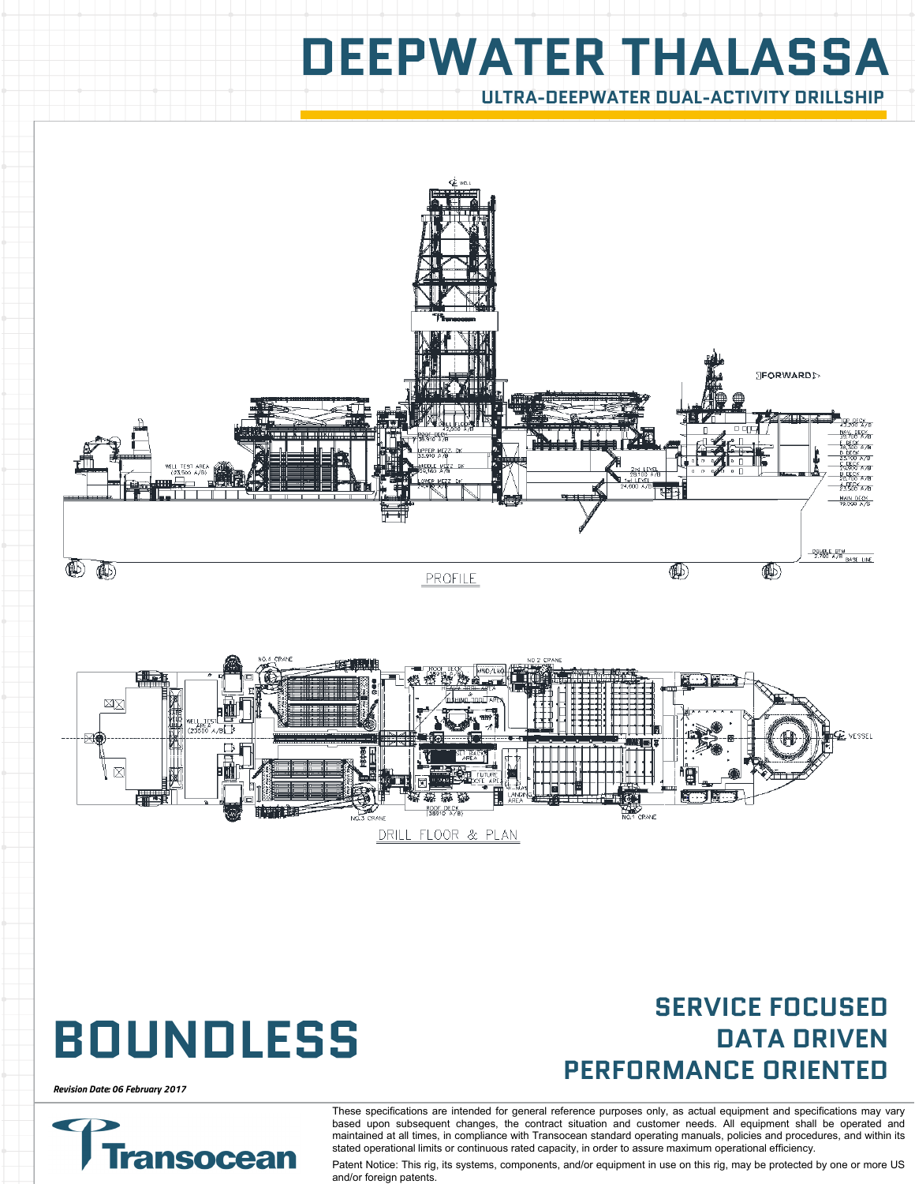# DEEPWATER THALASSA

## ULTRA-DEEPWATER DUAL-ACTIVITY DRILLSHIP

PROFILE

DRILL FLOOR & PLAN

# BOUNDLESS

## SERVICE FOCUSED
## DATA DRIVEN
## PERFORMANCE ORIENTED

***Revision Date: 06 February 2017***

Transocean

These specifications are intended for general reference purposes only, as actual equipment and specifications may vary based upon subsequent changes, the contract situation and customer needs. All equipment shall be operated and maintained at all times, in compliance with Transocean standard operating manuals, policies and procedures, and within its stated operational limits or continuous rated capacity, in order to assure maximum operational efficiency.

Patent Notice: This rig, its systems, components, and/or equipment in use on this rig, may be protected by one or more US and/or foreign patents.